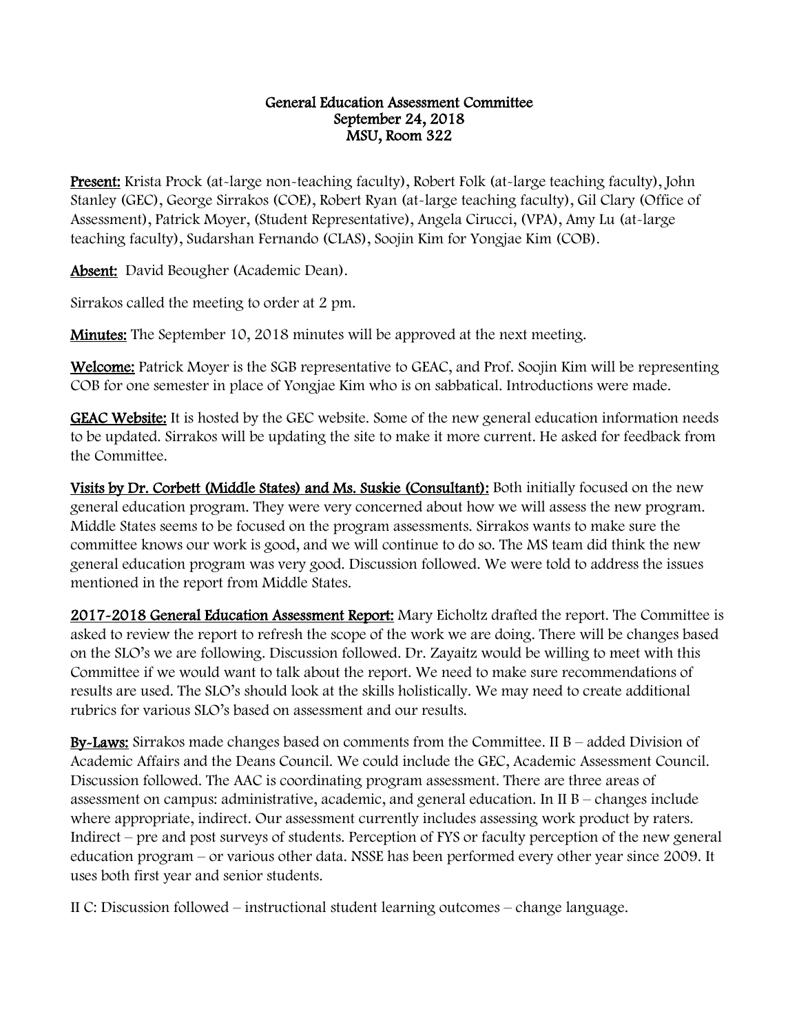**General Education Assessment Committee**
**September 24, 2018**
**MSU, Room 322**

**Present:** Krista Prock (at-large non-teaching faculty), Robert Folk (at-large teaching faculty), John Stanley (GEC), George Sirrakos (COE), Robert Ryan (at-large teaching faculty), Gil Clary (Office of Assessment), Patrick Moyer, (Student Representative), Angela Cirucci, (VPA), Amy Lu (at-large teaching faculty), Sudarshan Fernando (CLAS), Soojin Kim for Yongjae Kim (COB).

**Absent:** David Beougher (Academic Dean).

Sirrakos called the meeting to order at 2 pm.

**Minutes:** The September 10, 2018 minutes will be approved at the next meeting.

**Welcome:** Patrick Moyer is the SGB representative to GEAC, and Prof. Soojin Kim will be representing COB for one semester in place of Yongjae Kim who is on sabbatical. Introductions were made.

**GEAC Website:** It is hosted by the GEC website. Some of the new general education information needs to be updated. Sirrakos will be updating the site to make it more current. He asked for feedback from the Committee.

**Visits by Dr. Corbett (Middle States) and Ms. Suskie (Consultant):** Both initially focused on the new general education program. They were very concerned about how we will assess the new program. Middle States seems to be focused on the program assessments. Sirrakos wants to make sure the committee knows our work is good, and we will continue to do so. The MS team did think the new general education program was very good. Discussion followed. We were told to address the issues mentioned in the report from Middle States.

**2017-2018 General Education Assessment Report:** Mary Eicholtz drafted the report. The Committee is asked to review the report to refresh the scope of the work we are doing. There will be changes based on the SLO's we are following. Discussion followed. Dr. Zayaitz would be willing to meet with this Committee if we would want to talk about the report. We need to make sure recommendations of results are used. The SLO's should look at the skills holistically. We may need to create additional rubrics for various SLO's based on assessment and our results.

**By-Laws:** Sirrakos made changes based on comments from the Committee. II B – added Division of Academic Affairs and the Deans Council. We could include the GEC, Academic Assessment Council. Discussion followed. The AAC is coordinating program assessment. There are three areas of assessment on campus: administrative, academic, and general education. In II B – changes include where appropriate, indirect. Our assessment currently includes assessing work product by raters. Indirect – pre and post surveys of students. Perception of FYS or faculty perception of the new general education program – or various other data. NSSE has been performed every other year since 2009. It uses both first year and senior students.

II C: Discussion followed – instructional student learning outcomes – change language.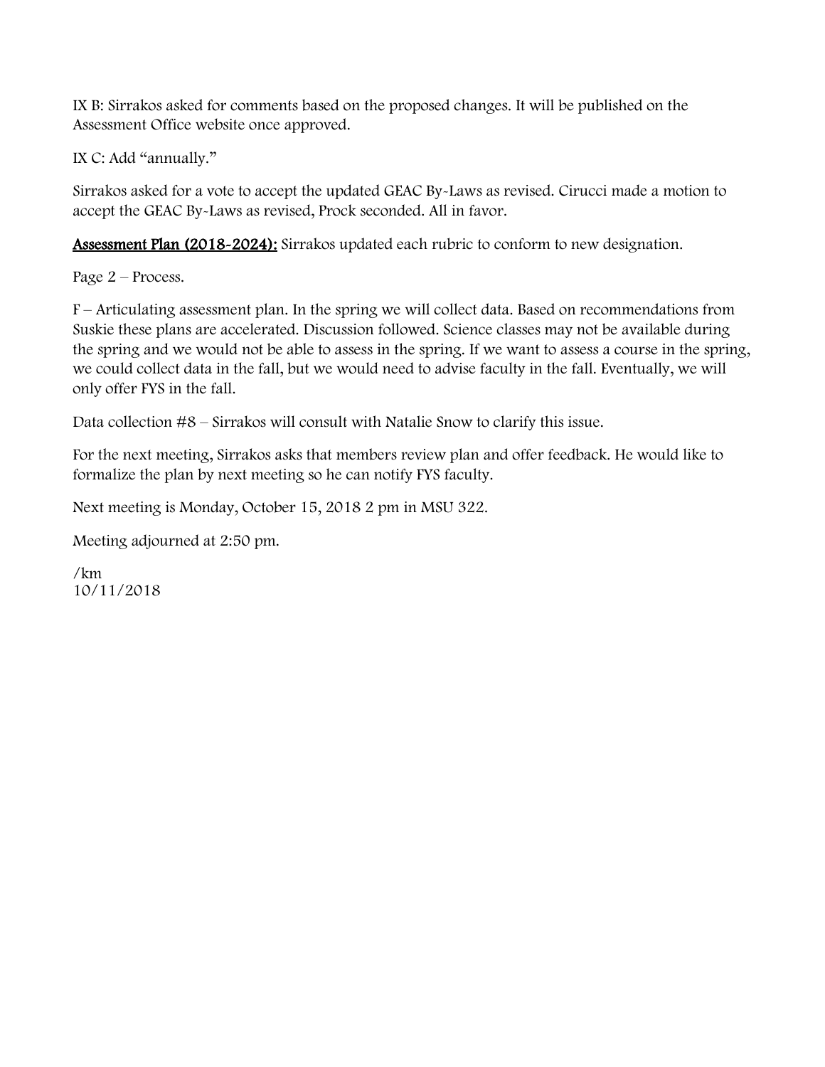IX B: Sirrakos asked for comments based on the proposed changes. It will be published on the Assessment Office website once approved.

IX C: Add "annually."

Sirrakos asked for a vote to accept the updated GEAC By-Laws as revised. Cirucci made a motion to accept the GEAC By-Laws as revised, Prock seconded. All in favor.

**Assessment Plan (2018-2024):** Sirrakos updated each rubric to conform to new designation.

Page 2 – Process.

F – Articulating assessment plan. In the spring we will collect data. Based on recommendations from Suskie these plans are accelerated. Discussion followed. Science classes may not be available during the spring and we would not be able to assess in the spring. If we want to assess a course in the spring, we could collect data in the fall, but we would need to advise faculty in the fall. Eventually, we will only offer FYS in the fall.

Data collection #8 – Sirrakos will consult with Natalie Snow to clarify this issue.

For the next meeting, Sirrakos asks that members review plan and offer feedback. He would like to formalize the plan by next meeting so he can notify FYS faculty.

Next meeting is Monday, October 15, 2018 2 pm in MSU 322.

Meeting adjourned at 2:50 pm.

/km
10/11/2018